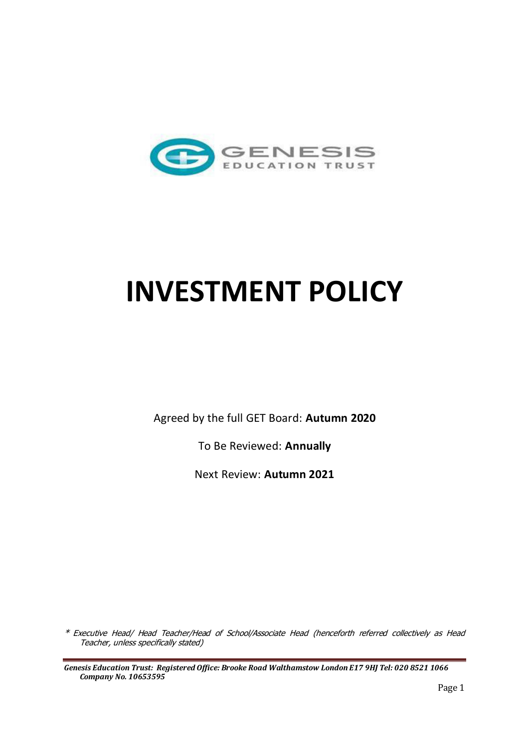# INVESTMENT POLICY

Agreed by the full GET Board: **Autumn 2020**

To Be Reviewed: **Annually**

Next Review: **Autumn 2021**

*\* Executive Head/ Head Teacher/Head of School/Associate Head (henceforth referred collectively as Head Teacher, unless specifically stated)*

***Genesis Education Trust: Registered Office: Brooke Road Walthamstow London E17 9HJ Tel: 020 8521 1066 Company No. 10653595***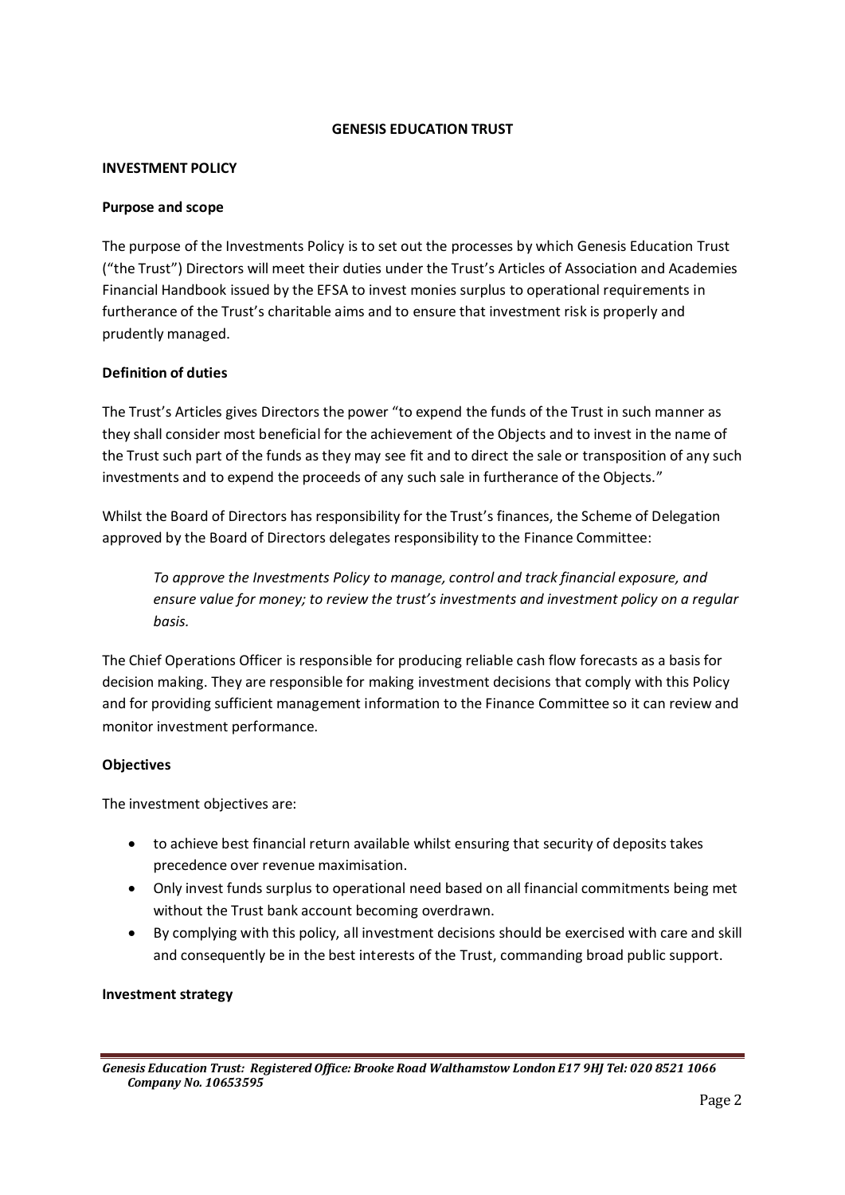**GENESIS EDUCATION TRUST**

**INVESTMENT POLICY**

**Purpose and scope**

The purpose of the Investments Policy is to set out the processes by which Genesis Education Trust ("the Trust") Directors will meet their duties under the Trust's Articles of Association and Academies Financial Handbook issued by the EFSA to invest monies surplus to operational requirements in furtherance of the Trust's charitable aims and to ensure that investment risk is properly and prudently managed.

**Definition of duties**

The Trust's Articles gives Directors the power "to expend the funds of the Trust in such manner as they shall consider most beneficial for the achievement of the Objects and to invest in the name of the Trust such part of the funds as they may see fit and to direct the sale or transposition of any such investments and to expend the proceeds of any such sale in furtherance of the Objects."

Whilst the Board of Directors has responsibility for the Trust's finances, the Scheme of Delegation approved by the Board of Directors delegates responsibility to the Finance Committee:

> *To approve the Investments Policy to manage, control and track financial exposure, and ensure value for money; to review the trust's investments and investment policy on a regular basis.*

The Chief Operations Officer is responsible for producing reliable cash flow forecasts as a basis for decision making. They are responsible for making investment decisions that comply with this Policy and for providing sufficient management information to the Finance Committee so it can review and monitor investment performance.

**Objectives**

The investment objectives are:

- to achieve best financial return available whilst ensuring that security of deposits takes precedence over revenue maximisation.
- Only invest funds surplus to operational need based on all financial commitments being met without the Trust bank account becoming overdrawn.
- By complying with this policy, all investment decisions should be exercised with care and skill and consequently be in the best interests of the Trust, commanding broad public support.

**Investment strategy**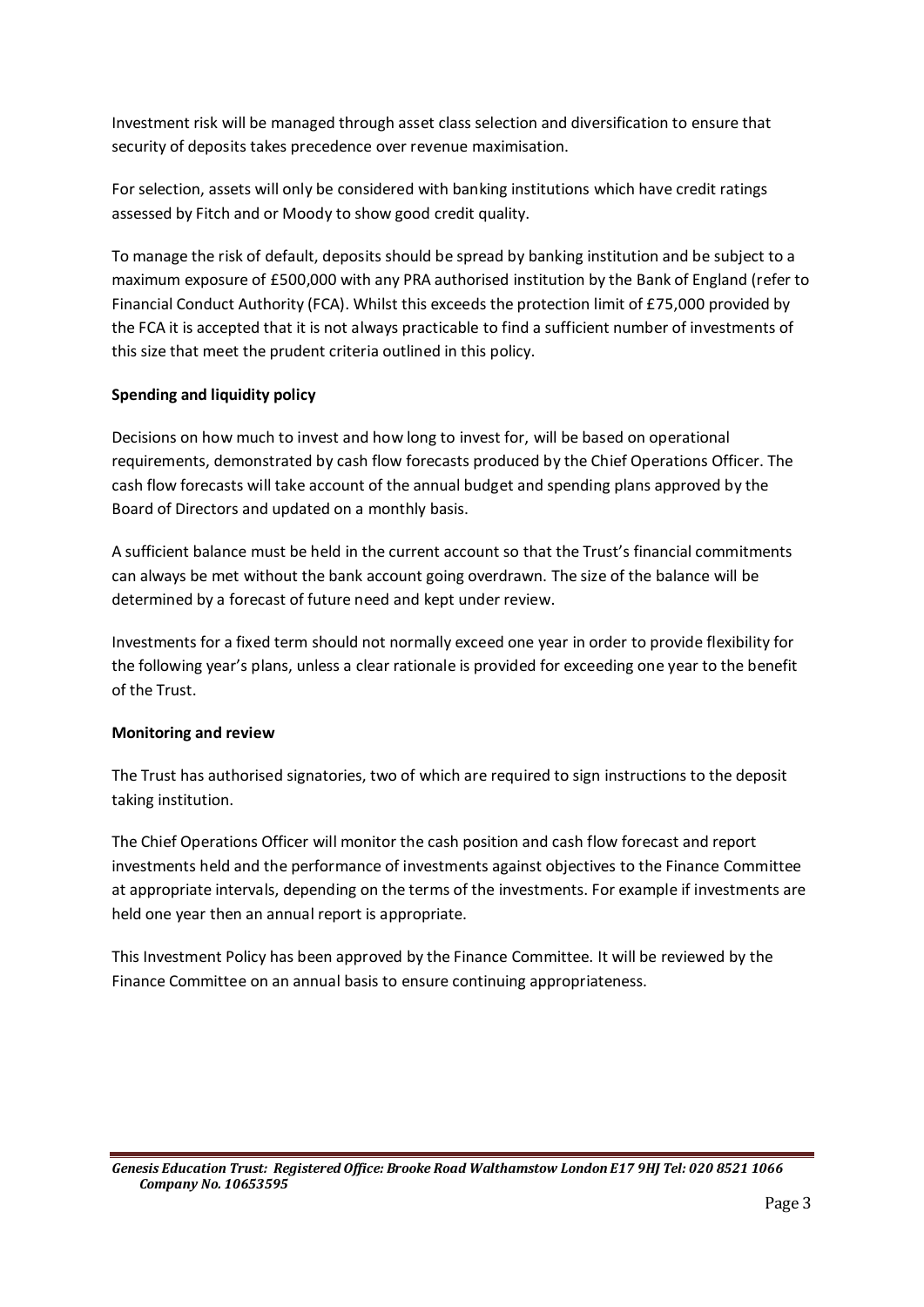Investment risk will be managed through asset class selection and diversification to ensure that security of deposits takes precedence over revenue maximisation.

For selection, assets will only be considered with banking institutions which have credit ratings assessed by Fitch and or Moody to show good credit quality.

To manage the risk of default, deposits should be spread by banking institution and be subject to a maximum exposure of £500,000 with any PRA authorised institution by the Bank of England (refer to Financial Conduct Authority (FCA). Whilst this exceeds the protection limit of £75,000 provided by the FCA it is accepted that it is not always practicable to find a sufficient number of investments of this size that meet the prudent criteria outlined in this policy.

**Spending and liquidity policy**

Decisions on how much to invest and how long to invest for, will be based on operational requirements, demonstrated by cash flow forecasts produced by the Chief Operations Officer. The cash flow forecasts will take account of the annual budget and spending plans approved by the Board of Directors and updated on a monthly basis.

A sufficient balance must be held in the current account so that the Trust's financial commitments can always be met without the bank account going overdrawn. The size of the balance will be determined by a forecast of future need and kept under review.

Investments for a fixed term should not normally exceed one year in order to provide flexibility for the following year's plans, unless a clear rationale is provided for exceeding one year to the benefit of the Trust.

**Monitoring and review**

The Trust has authorised signatories, two of which are required to sign instructions to the deposit taking institution.

The Chief Operations Officer will monitor the cash position and cash flow forecast and report investments held and the performance of investments against objectives to the Finance Committee at appropriate intervals, depending on the terms of the investments. For example if investments are held one year then an annual report is appropriate.

This Investment Policy has been approved by the Finance Committee. It will be reviewed by the Finance Committee on an annual basis to ensure continuing appropriateness.